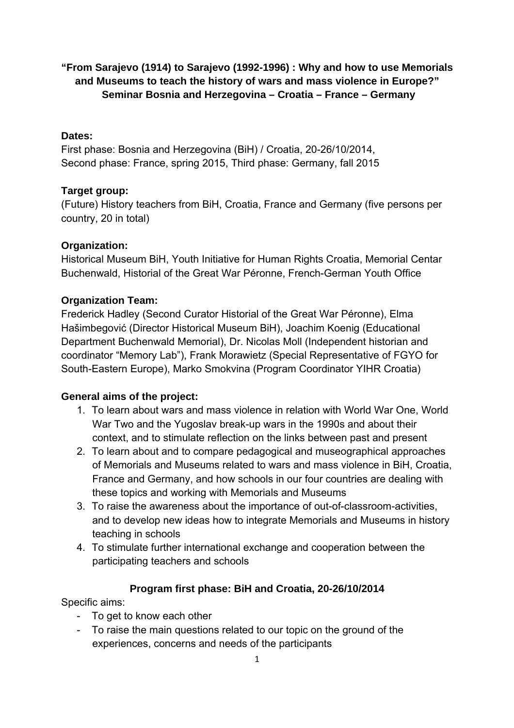# "From Sarajevo (1914) to Sarajevo (1992-1996) : Why and how to use Memorials and Museums to teach the history of wars and mass violence in Europe?"
## Seminar Bosnia and Herzegovina – Croatia – France – Germany

**Dates:**
First phase: Bosnia and Herzegovina (BiH) / Croatia, 20-26/10/2014,
Second phase: France, spring 2015, Third phase: Germany, fall 2015

**Target group:**
(Future) History teachers from BiH, Croatia, France and Germany (five persons per country, 20 in total)

**Organization:**
Historical Museum BiH, Youth Initiative for Human Rights Croatia, Memorial Centar Buchenwald, Historial of the Great War Péronne, French-German Youth Office

**Organization Team:**
Frederick Hadley (Second Curator Historial of the Great War Péronne), Elma Hašimbegović (Director Historical Museum BiH), Joachim Koenig (Educational Department Buchenwald Memorial), Dr. Nicolas Moll (Independent historian and coordinator "Memory Lab"), Frank Morawietz (Special Representative of FGYO for South-Eastern Europe), Marko Smokvina (Program Coordinator YIHR Croatia)

**General aims of the project:**

1. To learn about wars and mass violence in relation with World War One, World War Two and the Yugoslav break-up wars in the 1990s and about their context, and to stimulate reflection on the links between past and present
2. To learn about and to compare pedagogical and museographical approaches of Memorials and Museums related to wars and mass violence in BiH, Croatia, France and Germany, and how schools in our four countries are dealing with these topics and working with Memorials and Museums
3. To raise the awareness about the importance of out-of-classroom-activities, and to develop new ideas how to integrate Memorials and Museums in history teaching in schools
4. To stimulate further international exchange and cooperation between the participating teachers and schools

### Program first phase: BiH and Croatia, 20-26/10/2014

Specific aims:

- To get to know each other
- To raise the main questions related to our topic on the ground of the experiences, concerns and needs of the participants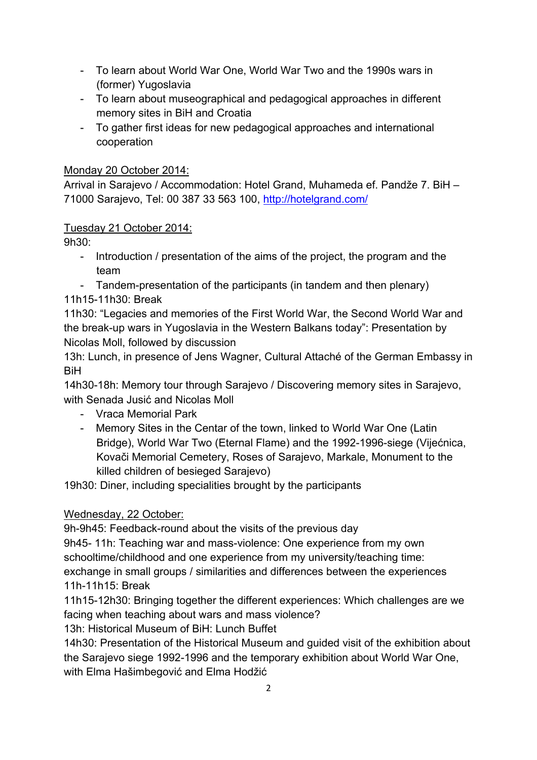- To learn about World War One, World War Two and the 1990s wars in (former) Yugoslavia
- To learn about museographical and pedagogical approaches in different memory sites in BiH and Croatia
- To gather first ideas for new pedagogical approaches and international cooperation

<u>Monday 20 October 2014:</u>
Arrival in Sarajevo / Accommodation: Hotel Grand, Muhameda ef. Pandže 7. BiH – 71000 Sarajevo, Tel: 00 387 33 563 100, http://hotelgrand.com/

<u>Tuesday 21 October 2014:</u>
9h30:

- Introduction / presentation of the aims of the project, the program and the team
- Tandem-presentation of the participants (in tandem and then plenary)

11h15-11h30: Break
11h30: "Legacies and memories of the First World War, the Second World War and the break-up wars in Yugoslavia in the Western Balkans today": Presentation by Nicolas Moll, followed by discussion
13h: Lunch, in presence of Jens Wagner, Cultural Attaché of the German Embassy in BiH
14h30-18h: Memory tour through Sarajevo / Discovering memory sites in Sarajevo, with Senada Jusić and Nicolas Moll

- Vraca Memorial Park
- Memory Sites in the Centar of the town, linked to World War One (Latin Bridge), World War Two (Eternal Flame) and the 1992-1996-siege (Vijećnica, Kovači Memorial Cemetery, Roses of Sarajevo, Markale, Monument to the killed children of besieged Sarajevo)

19h30: Diner, including specialities brought by the participants

<u>Wednesday, 22 October:</u>
9h-9h45: Feedback-round about the visits of the previous day
9h45- 11h: Teaching war and mass-violence: One experience from my own schooltime/childhood and one experience from my university/teaching time: exchange in small groups / similarities and differences between the experiences
11h-11h15: Break
11h15-12h30: Bringing together the different experiences: Which challenges are we facing when teaching about wars and mass violence?
13h: Historical Museum of BiH: Lunch Buffet
14h30: Presentation of the Historical Museum and guided visit of the exhibition about the Sarajevo siege 1992-1996 and the temporary exhibition about World War One, with Elma Hašimbegović and Elma Hodžić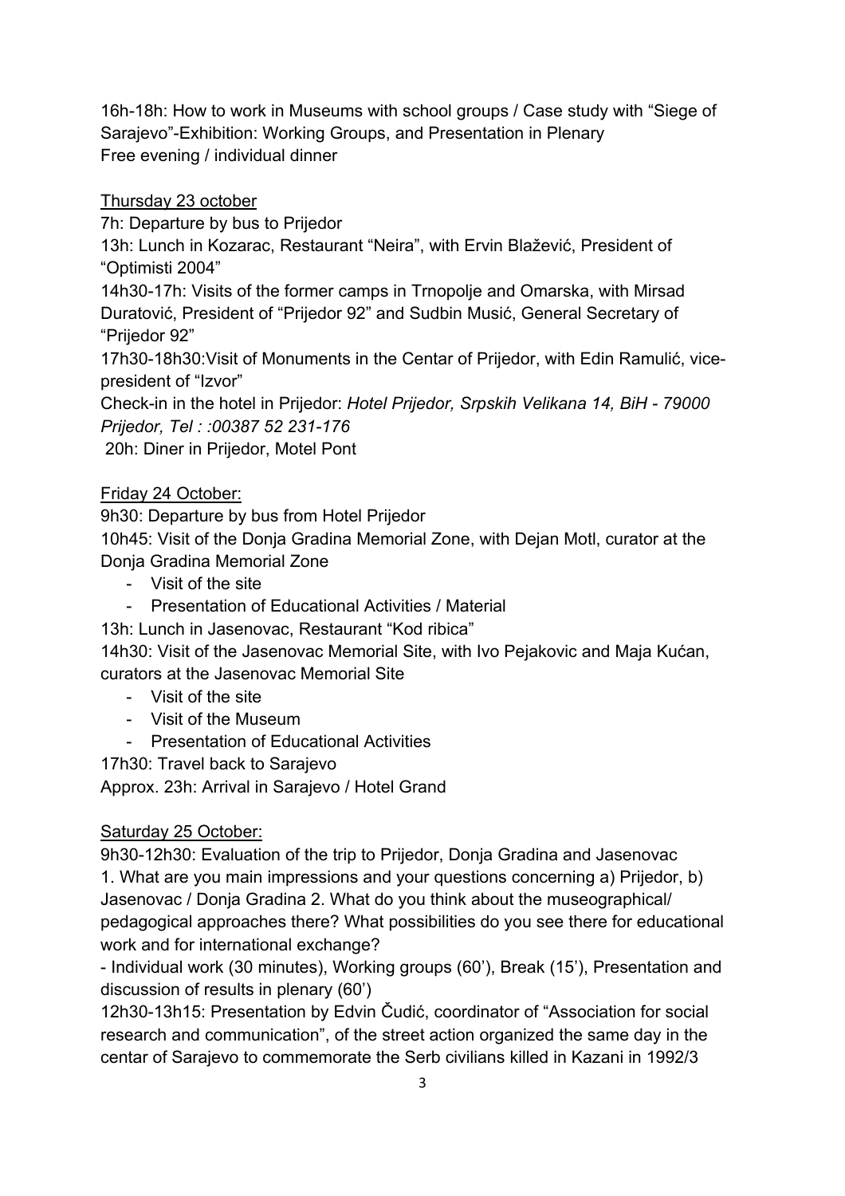16h-18h: How to work in Museums with school groups / Case study with "Siege of Sarajevo"-Exhibition: Working Groups, and Presentation in Plenary
Free evening / individual dinner

<u>Thursday 23 october</u>

7h: Departure by bus to Prijedor
13h: Lunch in Kozarac, Restaurant "Neira", with Ervin Blažević, President of "Optimisti 2004"
14h30-17h: Visits of the former camps in Trnopolje and Omarska, with Mirsad Duratović, President of "Prijedor 92" and Sudbin Musić, General Secretary of "Prijedor 92"
17h30-18h30:Visit of Monuments in the Centar of Prijedor, with Edin Ramulić, vice-president of "Izvor"
Check-in in the hotel in Prijedor: *Hotel Prijedor, Srpskih Velikana 14, BiH - 79000 Prijedor, Tel : :00387 52 231-176*
20h: Diner in Prijedor, Motel Pont

<u>Friday 24 October:</u>

9h30: Departure by bus from Hotel Prijedor
10h45: Visit of the Donja Gradina Memorial Zone, with Dejan Motl, curator at the Donja Gradina Memorial Zone

- Visit of the site
- Presentation of Educational Activities / Material

13h: Lunch in Jasenovac, Restaurant "Kod ribica"
14h30: Visit of the Jasenovac Memorial Site, with Ivo Pejakovic and Maja Kućan, curators at the Jasenovac Memorial Site

- Visit of the site
- Visit of the Museum
- Presentation of Educational Activities

17h30: Travel back to Sarajevo
Approx. 23h: Arrival in Sarajevo / Hotel Grand

<u>Saturday 25 October:</u>

9h30-12h30: Evaluation of the trip to Prijedor, Donja Gradina and Jasenovac
1. What are you main impressions and your questions concerning a) Prijedor, b) Jasenovac / Donja Gradina 2. What do you think about the museographical/ pedagogical approaches there? What possibilities do you see there for educational work and for international exchange?
- Individual work (30 minutes), Working groups (60'), Break (15'), Presentation and discussion of results in plenary (60')
12h30-13h15: Presentation by Edvin Čudić, coordinator of "Association for social research and communication", of the street action organized the same day in the centar of Sarajevo to commemorate the Serb civilians killed in Kazani in 1992/3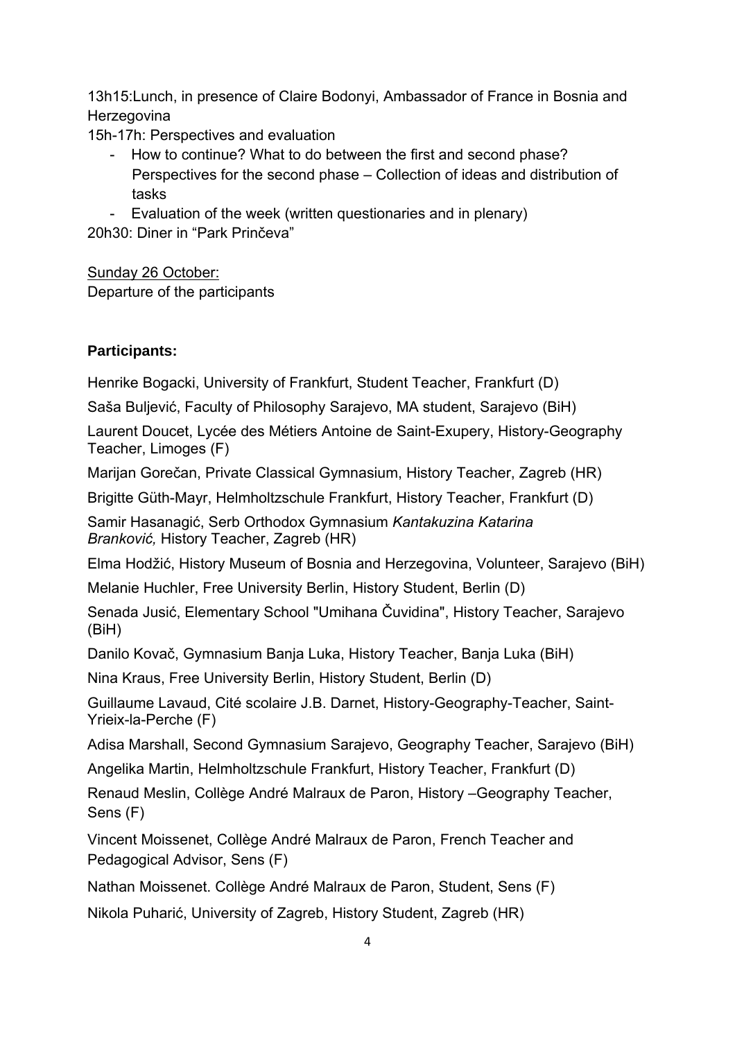13h15:Lunch, in presence of Claire Bodonyi, Ambassador of France in Bosnia and Herzegovina

15h-17h: Perspectives and evaluation

- How to continue? What to do between the first and second phase? Perspectives for the second phase – Collection of ideas and distribution of tasks
- Evaluation of the week (written questionaries and in plenary)

20h30: Diner in "Park Prinčeva"

<u>Sunday 26 October:</u>

Departure of the participants

**Participants:**

Henrike Bogacki, University of Frankfurt, Student Teacher, Frankfurt (D)

Saša Buljević, Faculty of Philosophy Sarajevo, MA student, Sarajevo (BiH)

Laurent Doucet, Lycée des Métiers Antoine de Saint-Exupery, History-Geography Teacher, Limoges (F)

Marijan Gorečan, Private Classical Gymnasium, History Teacher, Zagreb (HR)

Brigitte Güth-Mayr, Helmholtzschule Frankfurt, History Teacher, Frankfurt (D)

Samir Hasanagić, Serb Orthodox Gymnasium *Kantakuzina Katarina Branković,* History Teacher, Zagreb (HR)

Elma Hodžić, History Museum of Bosnia and Herzegovina, Volunteer, Sarajevo (BiH)

Melanie Huchler, Free University Berlin, History Student, Berlin (D)

Senada Jusić, Elementary School "Umihana Čuvidina", History Teacher, Sarajevo (BiH)

Danilo Kovač, Gymnasium Banja Luka, History Teacher, Banja Luka (BiH)

Nina Kraus, Free University Berlin, History Student, Berlin (D)

Guillaume Lavaud, Cité scolaire J.B. Darnet, History-Geography-Teacher, Saint-Yrieix-la-Perche (F)

Adisa Marshall, Second Gymnasium Sarajevo, Geography Teacher, Sarajevo (BiH)

Angelika Martin, Helmholtzschule Frankfurt, History Teacher, Frankfurt (D)

Renaud Meslin, Collège André Malraux de Paron, History –Geography Teacher, Sens (F)

Vincent Moissenet, Collège André Malraux de Paron, French Teacher and Pedagogical Advisor, Sens (F)

Nathan Moissenet. Collège André Malraux de Paron, Student, Sens (F)

Nikola Puharić, University of Zagreb, History Student, Zagreb (HR)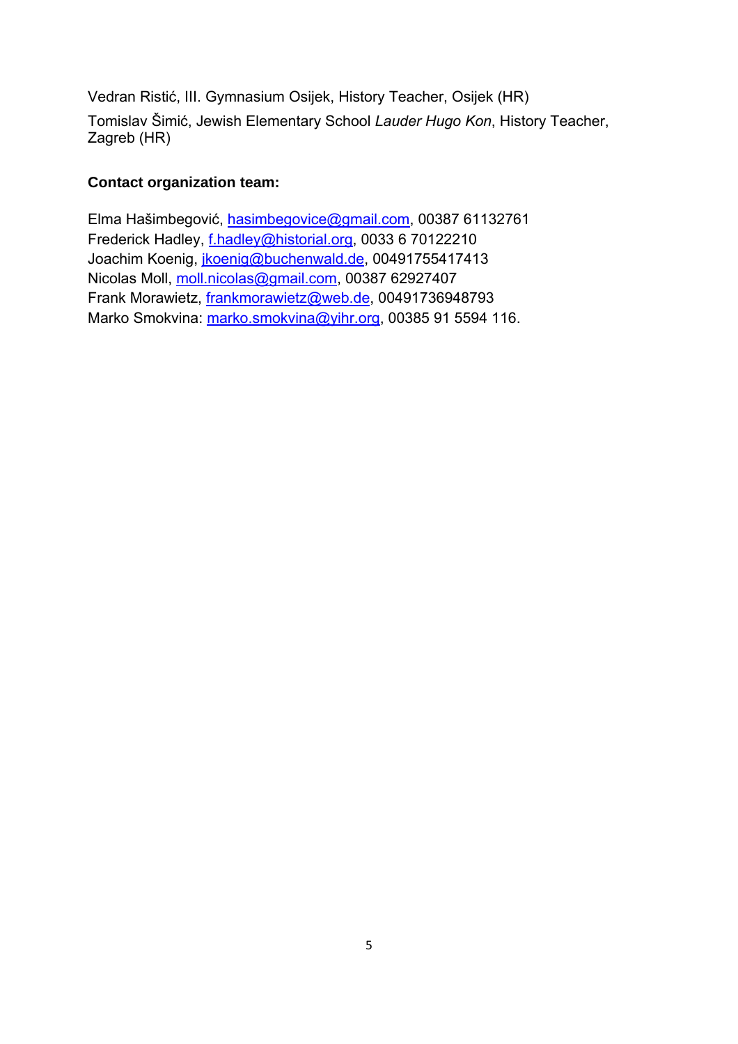Vedran Ristić, III. Gymnasium Osijek, History Teacher, Osijek (HR)

Tomislav Šimić, Jewish Elementary School *Lauder Hugo Kon*, History Teacher, Zagreb (HR)

**Contact organization team:**

Elma Hašimbegović, hasimbegovice@gmail.com, 00387 61132761
Frederick Hadley, f.hadley@historial.org, 0033 6 70122210
Joachim Koenig, jkoenig@buchenwald.de, 00491755417413
Nicolas Moll, moll.nicolas@gmail.com, 00387 62927407
Frank Morawietz, frankmorawietz@web.de, 00491736948793
Marko Smokvina: marko.smokvina@yihr.org, 00385 91 5594 116.